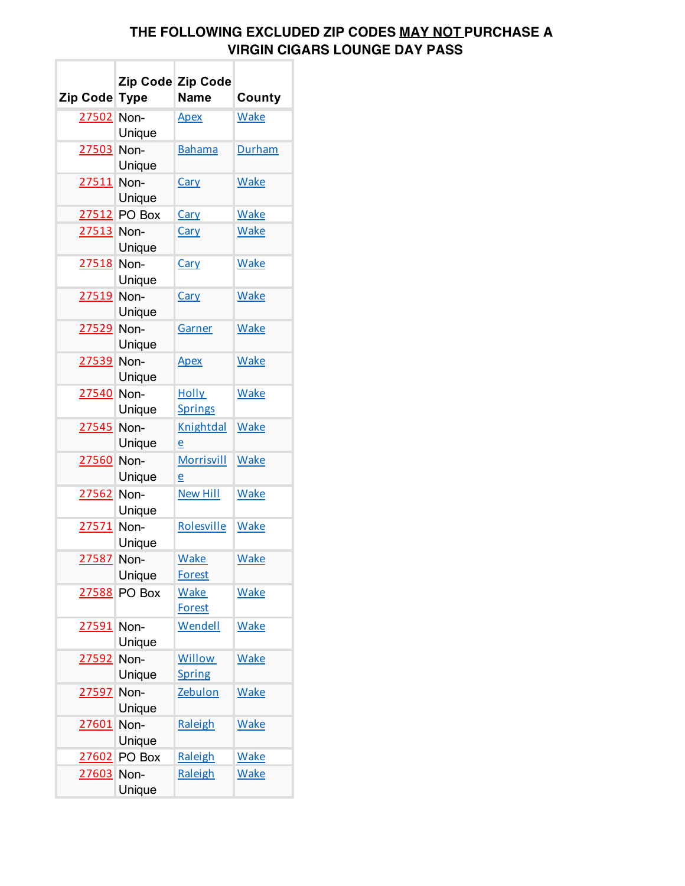**THE FOLLOWING EXCLUDED ZIP CODES <u>MAY NOT</u> PURCHASE A VIRGIN CIGARS LOUNGE DAY PASS**

| Zip Code | Zip Code Type | Zip Code Name | County |
|---|---|---|---|
| 27502 | Non-Unique | Apex | Wake |
| 27503 | Non-Unique | Bahama | Durham |
| 27511 | Non-Unique | Cary | Wake |
| 27512 | PO Box | Cary | Wake |
| 27513 | Non-Unique | Cary | Wake |
| 27518 | Non-Unique | Cary | Wake |
| 27519 | Non-Unique | Cary | Wake |
| 27529 | Non-Unique | Garner | Wake |
| 27539 | Non-Unique | Apex | Wake |
| 27540 | Non-Unique | Holly Springs | Wake |
| 27545 | Non-Unique | Knightdale | Wake |
| 27560 | Non-Unique | Morrisville | Wake |
| 27562 | Non-Unique | New Hill | Wake |
| 27571 | Non-Unique | Rolesville | Wake |
| 27587 | Non-Unique | Wake Forest | Wake |
| 27588 | PO Box | Wake Forest | Wake |
| 27591 | Non-Unique | Wendell | Wake |
| 27592 | Non-Unique | Willow Spring | Wake |
| 27597 | Non-Unique | Zebulon | Wake |
| 27601 | Non-Unique | Raleigh | Wake |
| 27602 | PO Box | Raleigh | Wake |
| 27603 | Non-Unique | Raleigh | Wake |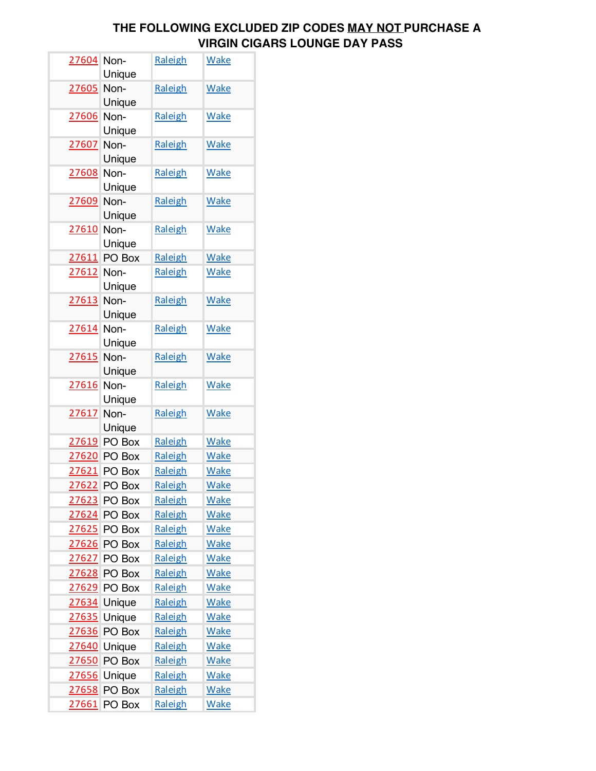**THE FOLLOWING EXCLUDED ZIP CODES <u>MAY NOT</u> PURCHASE A VIRGIN CIGARS LOUNGE DAY PASS**

| | | | |
|---|---|---|---|
| 27604 | Non-Unique | Raleigh | Wake |
| 27605 | Non-Unique | Raleigh | Wake |
| 27606 | Non-Unique | Raleigh | Wake |
| 27607 | Non-Unique | Raleigh | Wake |
| 27608 | Non-Unique | Raleigh | Wake |
| 27609 | Non-Unique | Raleigh | Wake |
| 27610 | Non-Unique | Raleigh | Wake |
| 27611 | PO Box | Raleigh | Wake |
| 27612 | Non-Unique | Raleigh | Wake |
| 27613 | Non-Unique | Raleigh | Wake |
| 27614 | Non-Unique | Raleigh | Wake |
| 27615 | Non-Unique | Raleigh | Wake |
| 27616 | Non-Unique | Raleigh | Wake |
| 27617 | Non-Unique | Raleigh | Wake |
| 27619 | PO Box | Raleigh | Wake |
| 27620 | PO Box | Raleigh | Wake |
| 27621 | PO Box | Raleigh | Wake |
| 27622 | PO Box | Raleigh | Wake |
| 27623 | PO Box | Raleigh | Wake |
| 27624 | PO Box | Raleigh | Wake |
| 27625 | PO Box | Raleigh | Wake |
| 27626 | PO Box | Raleigh | Wake |
| 27627 | PO Box | Raleigh | Wake |
| 27628 | PO Box | Raleigh | Wake |
| 27629 | PO Box | Raleigh | Wake |
| 27634 | Unique | Raleigh | Wake |
| 27635 | Unique | Raleigh | Wake |
| 27636 | PO Box | Raleigh | Wake |
| 27640 | Unique | Raleigh | Wake |
| 27650 | PO Box | Raleigh | Wake |
| 27656 | Unique | Raleigh | Wake |
| 27658 | PO Box | Raleigh | Wake |
| 27661 | PO Box | Raleigh | Wake |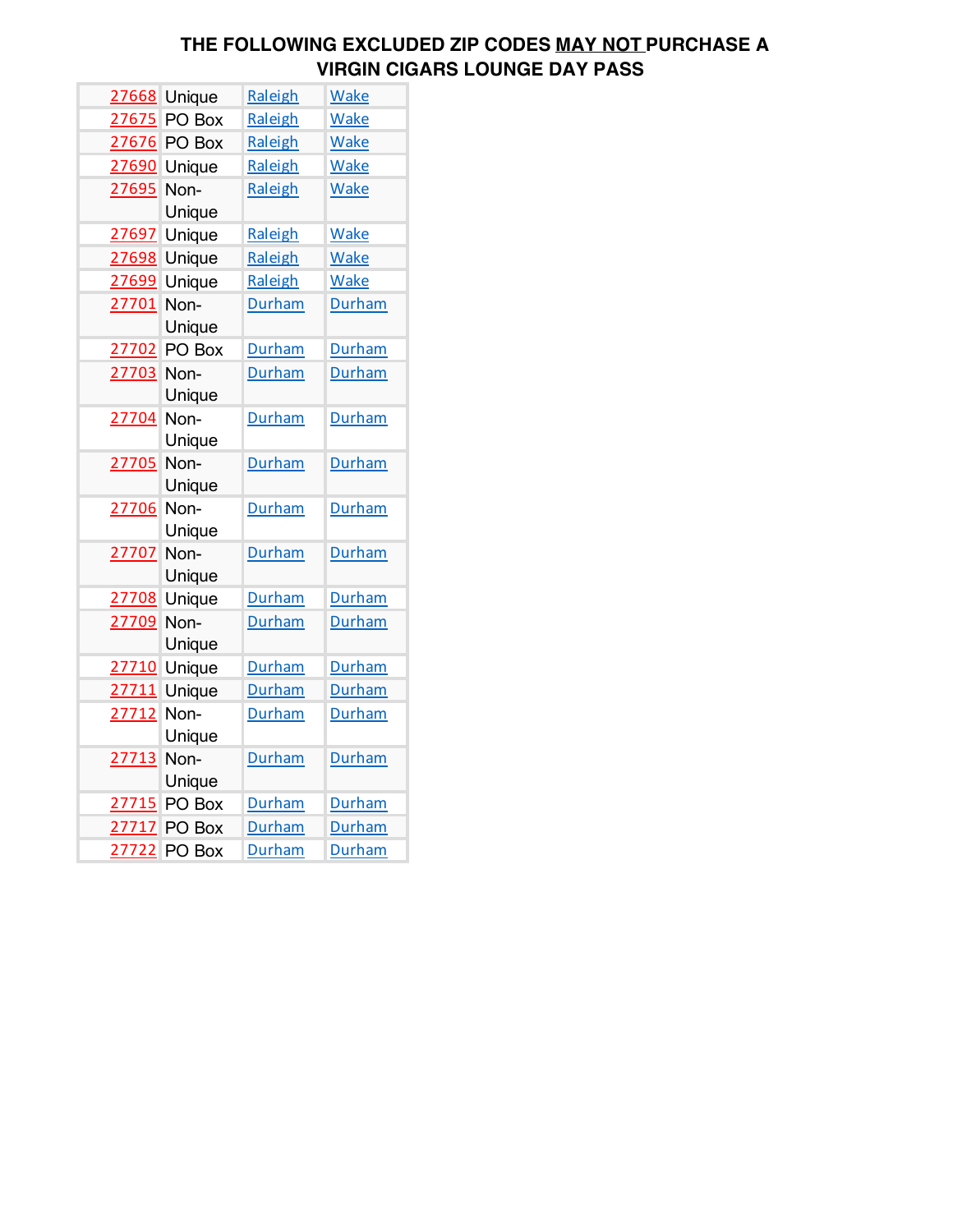**THE FOLLOWING EXCLUDED ZIP CODES MAY NOT PURCHASE A VIRGIN CIGARS LOUNGE DAY PASS**

| | | | |
|---|---|---|---|
| 27668 | Unique | Raleigh | Wake |
| 27675 | PO Box | Raleigh | Wake |
| 27676 | PO Box | Raleigh | Wake |
| 27690 | Unique | Raleigh | Wake |
| 27695 | Non-Unique | Raleigh | Wake |
| 27697 | Unique | Raleigh | Wake |
| 27698 | Unique | Raleigh | Wake |
| 27699 | Unique | Raleigh | Wake |
| 27701 | Non-Unique | Durham | Durham |
| 27702 | PO Box | Durham | Durham |
| 27703 | Non-Unique | Durham | Durham |
| 27704 | Non-Unique | Durham | Durham |
| 27705 | Non-Unique | Durham | Durham |
| 27706 | Non-Unique | Durham | Durham |
| 27707 | Non-Unique | Durham | Durham |
| 27708 | Unique | Durham | Durham |
| 27709 | Non-Unique | Durham | Durham |
| 27710 | Unique | Durham | Durham |
| 27711 | Unique | Durham | Durham |
| 27712 | Non-Unique | Durham | Durham |
| 27713 | Non-Unique | Durham | Durham |
| 27715 | PO Box | Durham | Durham |
| 27717 | PO Box | Durham | Durham |
| 27722 | PO Box | Durham | Durham |